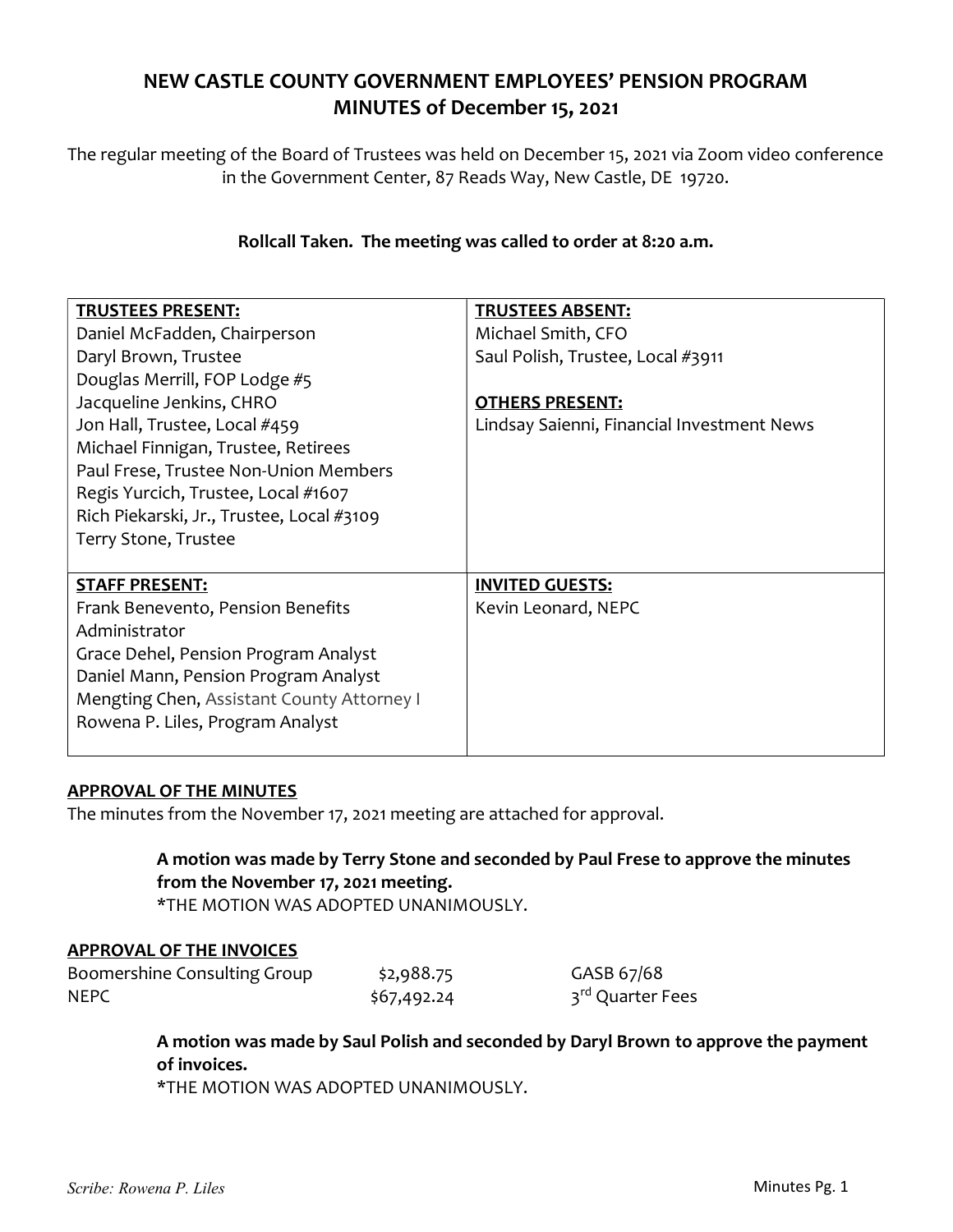# NEW CASTLE COUNTY GOVERNMENT EMPLOYEES' PENSION PROGRAM
# MINUTES of December 15, 2021

The regular meeting of the Board of Trustees was held on December 15, 2021 via Zoom video conference in the Government Center, 87 Reads Way, New Castle, DE 19720.

**Rollcall Taken. The meeting was called to order at 8:20 a.m.**

| **TRUSTEES PRESENT:** | **TRUSTEES ABSENT:** |
|---|---|
| Daniel McFadden, Chairperson<br>Daryl Brown, Trustee<br>Douglas Merrill, FOP Lodge #5<br>Jacqueline Jenkins, CHRO<br>Jon Hall, Trustee, Local #459<br>Michael Finnigan, Trustee, Retirees<br>Paul Frese, Trustee Non-Union Members<br>Regis Yurcich, Trustee, Local #1607<br>Rich Piekarski, Jr., Trustee, Local #3109<br>Terry Stone, Trustee | Michael Smith, CFO<br>Saul Polish, Trustee, Local #3911<br><br>**OTHERS PRESENT:**<br>Lindsay Saienni, Financial Investment News |
| **STAFF PRESENT:** | **INVITED GUESTS:** |
| Frank Benevento, Pension Benefits Administrator<br>Grace Dehel, Pension Program Analyst<br>Daniel Mann, Pension Program Analyst<br>Mengting Chen, Assistant County Attorney I<br>Rowena P. Liles, Program Analyst | Kevin Leonard, NEPC |

## APPROVAL OF THE MINUTES

The minutes from the November 17, 2021 meeting are attached for approval.

> **A motion was made by Terry Stone and seconded by Paul Frese to approve the minutes from the November 17, 2021 meeting.**
> *THE MOTION WAS ADOPTED UNANIMOUSLY.

## APPROVAL OF THE INVOICES

| | | |
|---|---|---|
| Boomershine Consulting Group | $2,988.75 | GASB 67/68 |
| NEPC | $67,492.24 | 3rd Quarter Fees |

> **A motion was made by Saul Polish and seconded by Daryl Brown to approve the payment of invoices.**
> *THE MOTION WAS ADOPTED UNANIMOUSLY.

*Scribe: Rowena P. Liles*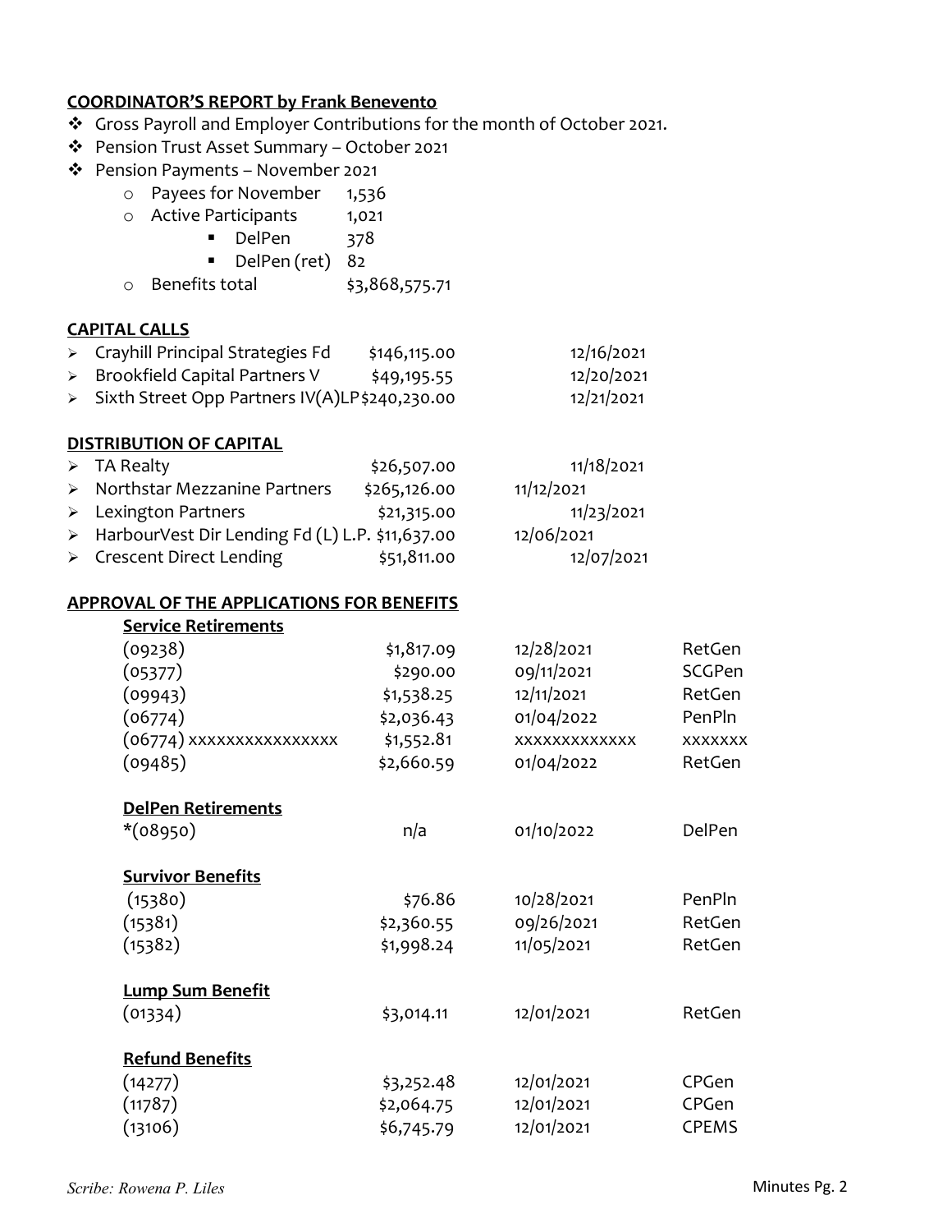**COORDINATOR'S REPORT by Frank Benevento**

- Gross Payroll and Employer Contributions for the month of October 2021.
- Pension Trust Asset Summary – October 2021
- Pension Payments – November 2021
  - Payees for November 1,536
  - Active Participants 1,021
    - DelPen 378
    - DelPen (ret) 82
  - Benefits total $3,868,575.71

**CAPITAL CALLS**

| | | |
|---|---|---|
| Crayhill Principal Strategies Fd | $146,115.00 | 12/16/2021 |
| Brookfield Capital Partners V | $49,195.55 | 12/20/2021 |
| Sixth Street Opp Partners IV(A)LP | $240,230.00 | 12/21/2021 |

**DISTRIBUTION OF CAPITAL**

| | | |
|---|---|---|
| TA Realty | $26,507.00 | 11/18/2021 |
| Northstar Mezzanine Partners | $265,126.00 | 11/12/2021 |
| Lexington Partners | $21,315.00 | 11/23/2021 |
| HarbourVest Dir Lending Fd (L) L.P. | $11,637.00 | 12/06/2021 |
| Crescent Direct Lending | $51,811.00 | 12/07/2021 |

**APPROVAL OF THE APPLICATIONS FOR BENEFITS**

**Service Retirements**

| | | | |
|---|---|---|---|
| (09238) | $1,817.09 | 12/28/2021 | RetGen |
| (05377) | $290.00 | 09/11/2021 | SCGPen |
| (09943) | $1,538.25 | 12/11/2021 | RetGen |
| (06774) | $2,036.43 | 01/04/2022 | PenPln |
| (06774) xxxxxxxxxxxxxxx | $1,552.81 | xxxxxxxxxxxxx | xxxxxxx |
| (09485) | $2,660.59 | 01/04/2022 | RetGen |

**DelPen Retirements**

| | | | |
|---|---|---|---|
| *(08950) | n/a | 01/10/2022 | DelPen |

**Survivor Benefits**

| | | | |
|---|---|---|---|
| (15380) | $76.86 | 10/28/2021 | PenPln |
| (15381) | $2,360.55 | 09/26/2021 | RetGen |
| (15382) | $1,998.24 | 11/05/2021 | RetGen |

**Lump Sum Benefit**

| | | | |
|---|---|---|---|
| (01334) | $3,014.11 | 12/01/2021 | RetGen |

**Refund Benefits**

| | | | |
|---|---|---|---|
| (14277) | $3,252.48 | 12/01/2021 | CPGen |
| (11787) | $2,064.75 | 12/01/2021 | CPGen |
| (13106) | $6,745.79 | 12/01/2021 | CPEMS |

*Scribe: Rowena P. Liles*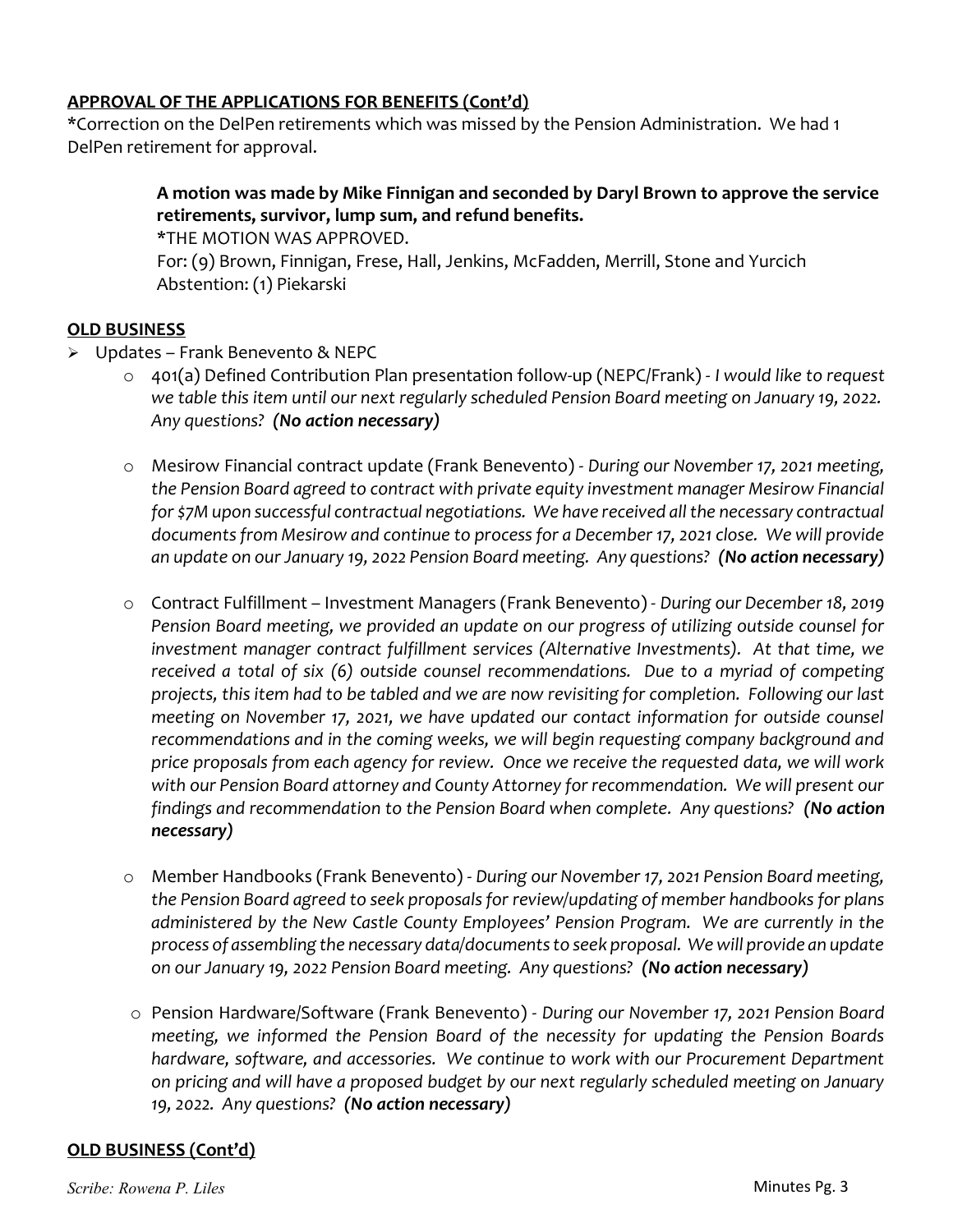## **APPROVAL OF THE APPLICATIONS FOR BENEFITS (Cont'd)**

*Correction on the DelPen retirements which was missed by the Pension Administration. We had 1 DelPen retirement for approval.

> **A motion was made by Mike Finnigan and seconded by Daryl Brown to approve the service retirements, survivor, lump sum, and refund benefits.**
> *THE MOTION WAS APPROVED.
> For: (9) Brown, Finnigan, Frese, Hall, Jenkins, McFadden, Merrill, Stone and Yurcich
> Abstention: (1) Piekarski

## **OLD BUSINESS**

- Updates – Frank Benevento & NEPC
  - 401(a) Defined Contribution Plan presentation follow-up (NEPC/Frank) - *I would like to request we table this item until our next regularly scheduled Pension Board meeting on January 19, 2022. Any questions?* ***(No action necessary)***
  - Mesirow Financial contract update (Frank Benevento) - *During our November 17, 2021 meeting, the Pension Board agreed to contract with private equity investment manager Mesirow Financial for $7M upon successful contractual negotiations. We have received all the necessary contractual documents from Mesirow and continue to process for a December 17, 2021 close. We will provide an update on our January 19, 2022 Pension Board meeting. Any questions?* ***(No action necessary)***
  - Contract Fulfillment – Investment Managers (Frank Benevento) - *During our December 18, 2019 Pension Board meeting, we provided an update on our progress of utilizing outside counsel for investment manager contract fulfillment services (Alternative Investments). At that time, we received a total of six (6) outside counsel recommendations. Due to a myriad of competing projects, this item had to be tabled and we are now revisiting for completion. Following our last meeting on November 17, 2021, we have updated our contact information for outside counsel recommendations and in the coming weeks, we will begin requesting company background and price proposals from each agency for review. Once we receive the requested data, we will work with our Pension Board attorney and County Attorney for recommendation. We will present our findings and recommendation to the Pension Board when complete. Any questions?* ***(No action necessary)***
  - Member Handbooks (Frank Benevento) - *During our November 17, 2021 Pension Board meeting, the Pension Board agreed to seek proposals for review/updating of member handbooks for plans administered by the New Castle County Employees' Pension Program. We are currently in the process of assembling the necessary data/documents to seek proposal. We will provide an update on our January 19, 2022 Pension Board meeting. Any questions?* ***(No action necessary)***
  - Pension Hardware/Software (Frank Benevento) - *During our November 17, 2021 Pension Board meeting, we informed the Pension Board of the necessity for updating the Pension Boards hardware, software, and accessories. We continue to work with our Procurement Department on pricing and will have a proposed budget by our next regularly scheduled meeting on January 19, 2022. Any questions?* ***(No action necessary)***

## **OLD BUSINESS (Cont'd)**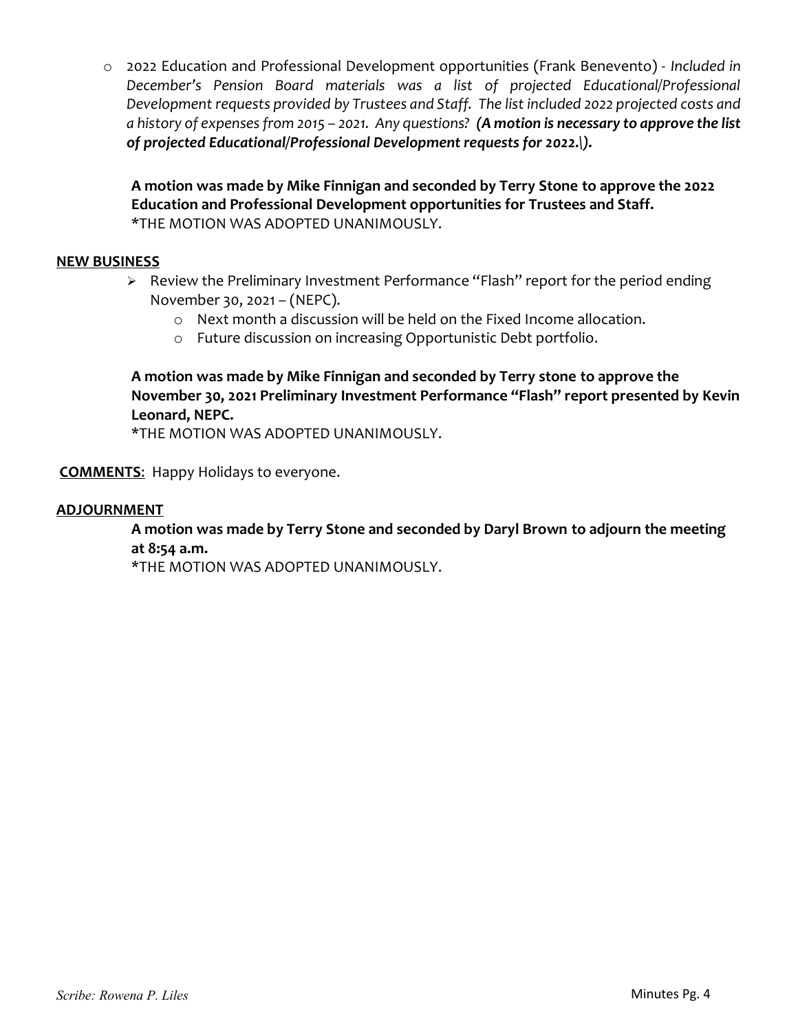- 2022 Education and Professional Development opportunities (Frank Benevento) - *Included in December's Pension Board materials was a list of projected Educational/Professional Development requests provided by Trustees and Staff. The list included 2022 projected costs and a history of expenses from 2015 – 2021. Any questions?* ***(A motion is necessary to approve the list of projected Educational/Professional Development requests for 2022.\).***

**A motion was made by Mike Finnigan and seconded by Terry Stone to approve the 2022 Education and Professional Development opportunities for Trustees and Staff.**
**\***THE MOTION WAS ADOPTED UNANIMOUSLY.

**NEW BUSINESS**

- Review the Preliminary Investment Performance "Flash" report for the period ending November 30, 2021 – (NEPC).
  - Next month a discussion will be held on the Fixed Income allocation.
  - Future discussion on increasing Opportunistic Debt portfolio.

**A motion was made by Mike Finnigan and seconded by Terry stone to approve the November 30, 2021 Preliminary Investment Performance "Flash" report presented by Kevin Leonard, NEPC.**
**\***THE MOTION WAS ADOPTED UNANIMOUSLY.

**COMMENTS**: Happy Holidays to everyone.

**ADJOURNMENT**

**A motion was made by Terry Stone and seconded by Daryl Brown to adjourn the meeting at 8:54 a.m.**
**\***THE MOTION WAS ADOPTED UNANIMOUSLY.

*Scribe: Rowena P. Liles*